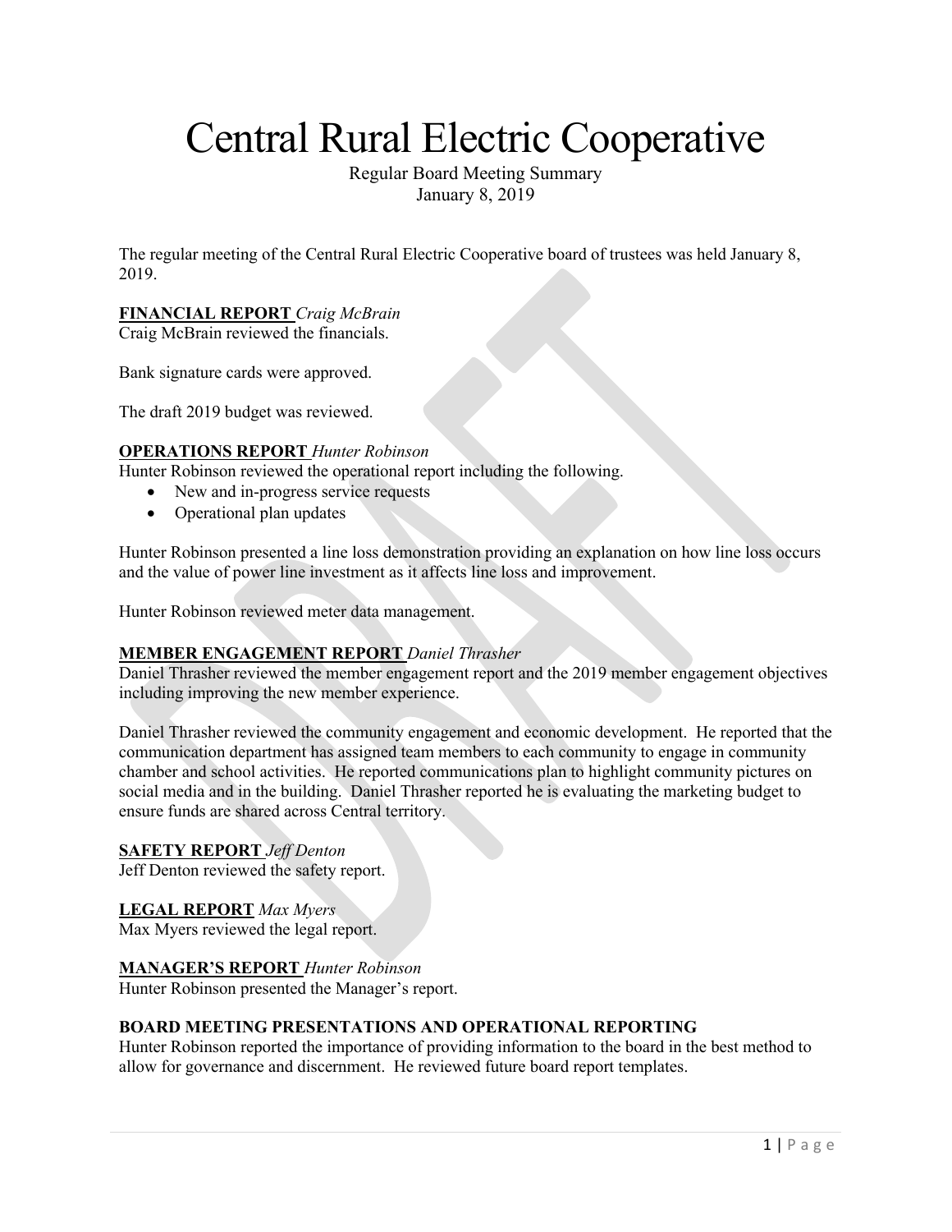# Central Rural Electric Cooperative

Regular Board Meeting Summary
January 8, 2019

The regular meeting of the Central Rural Electric Cooperative board of trustees was held January 8, 2019.

**FINANCIAL REPORT** *Craig McBrain*
Craig McBrain reviewed the financials.

Bank signature cards were approved.

The draft 2019 budget was reviewed.

**OPERATIONS REPORT** *Hunter Robinson*
Hunter Robinson reviewed the operational report including the following.

- New and in-progress service requests
- Operational plan updates

Hunter Robinson presented a line loss demonstration providing an explanation on how line loss occurs and the value of power line investment as it affects line loss and improvement.

Hunter Robinson reviewed meter data management.

**MEMBER ENGAGEMENT REPORT** *Daniel Thrasher*
Daniel Thrasher reviewed the member engagement report and the 2019 member engagement objectives including improving the new member experience.

Daniel Thrasher reviewed the community engagement and economic development. He reported that the communication department has assigned team members to each community to engage in community chamber and school activities. He reported communications plan to highlight community pictures on social media and in the building. Daniel Thrasher reported he is evaluating the marketing budget to ensure funds are shared across Central territory.

**SAFETY REPORT** *Jeff Denton*
Jeff Denton reviewed the safety report.

**LEGAL REPORT** *Max Myers*
Max Myers reviewed the legal report.

**MANAGER'S REPORT** *Hunter Robinson*
Hunter Robinson presented the Manager's report.

**BOARD MEETING PRESENTATIONS AND OPERATIONAL REPORTING**
Hunter Robinson reported the importance of providing information to the board in the best method to allow for governance and discernment. He reviewed future board report templates.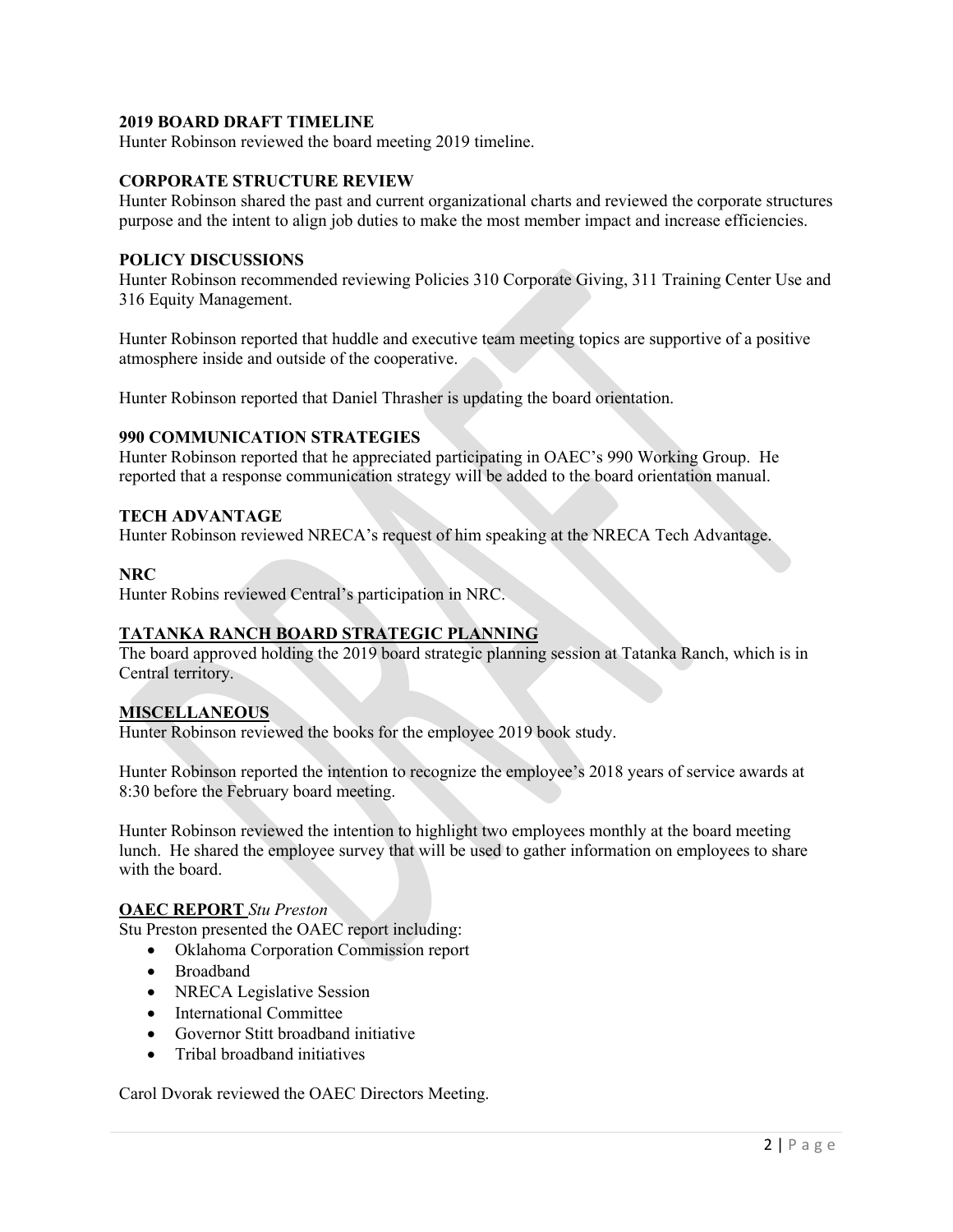**2019 BOARD DRAFT TIMELINE**
Hunter Robinson reviewed the board meeting 2019 timeline.

**CORPORATE STRUCTURE REVIEW**
Hunter Robinson shared the past and current organizational charts and reviewed the corporate structures purpose and the intent to align job duties to make the most member impact and increase efficiencies.

**POLICY DISCUSSIONS**
Hunter Robinson recommended reviewing Policies 310 Corporate Giving, 311 Training Center Use and 316 Equity Management.

Hunter Robinson reported that huddle and executive team meeting topics are supportive of a positive atmosphere inside and outside of the cooperative.

Hunter Robinson reported that Daniel Thrasher is updating the board orientation.

**990 COMMUNICATION STRATEGIES**
Hunter Robinson reported that he appreciated participating in OAEC's 990 Working Group. He reported that a response communication strategy will be added to the board orientation manual.

**TECH ADVANTAGE**
Hunter Robinson reviewed NRECA's request of him speaking at the NRECA Tech Advantage.

**NRC**
Hunter Robins reviewed Central's participation in NRC.

**TATANKA RANCH BOARD STRATEGIC PLANNING**
The board approved holding the 2019 board strategic planning session at Tatanka Ranch, which is in Central territory.

**MISCELLANEOUS**
Hunter Robinson reviewed the books for the employee 2019 book study.

Hunter Robinson reported the intention to recognize the employee's 2018 years of service awards at 8:30 before the February board meeting.

Hunter Robinson reviewed the intention to highlight two employees monthly at the board meeting lunch. He shared the employee survey that will be used to gather information on employees to share with the board.

**OAEC REPORT** *Stu Preston*
Stu Preston presented the OAEC report including:

- Oklahoma Corporation Commission report
- Broadband
- NRECA Legislative Session
- International Committee
- Governor Stitt broadband initiative
- Tribal broadband initiatives

Carol Dvorak reviewed the OAEC Directors Meeting.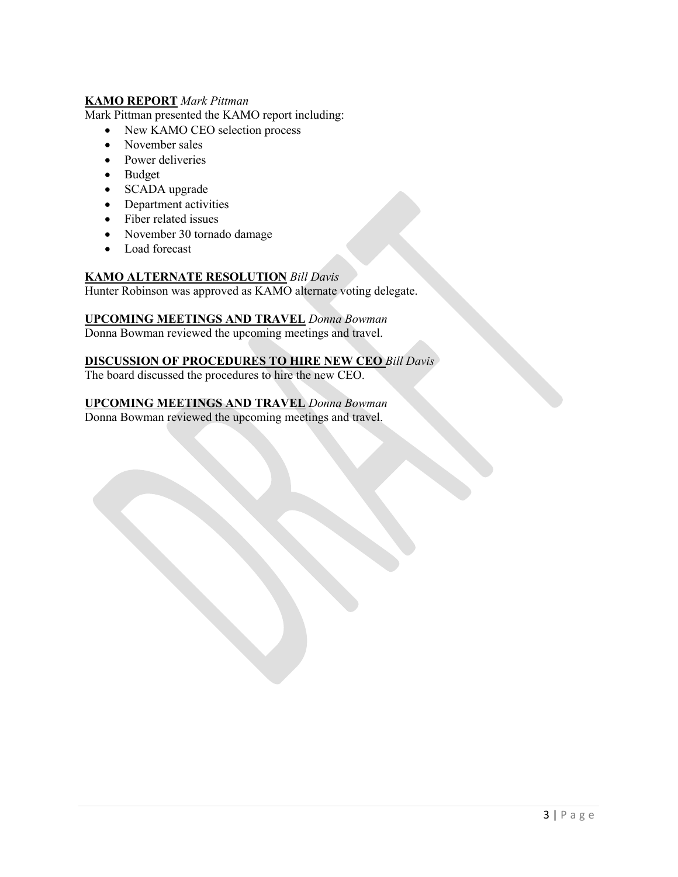**<u>KAMO REPORT</u>** *Mark Pittman*

Mark Pittman presented the KAMO report including:

- New KAMO CEO selection process
- November sales
- Power deliveries
- Budget
- SCADA upgrade
- Department activities
- Fiber related issues
- November 30 tornado damage
- Load forecast

**<u>KAMO ALTERNATE RESOLUTION</u>** *Bill Davis*

Hunter Robinson was approved as KAMO alternate voting delegate.

**<u>UPCOMING MEETINGS AND TRAVEL</u>** *Donna Bowman*

Donna Bowman reviewed the upcoming meetings and travel.

**<u>DISCUSSION OF PROCEDURES TO HIRE NEW CEO</u>** *Bill Davis*

The board discussed the procedures to hire the new CEO.

**<u>UPCOMING MEETINGS AND TRAVEL</u>** *Donna Bowman*

Donna Bowman reviewed the upcoming meetings and travel.